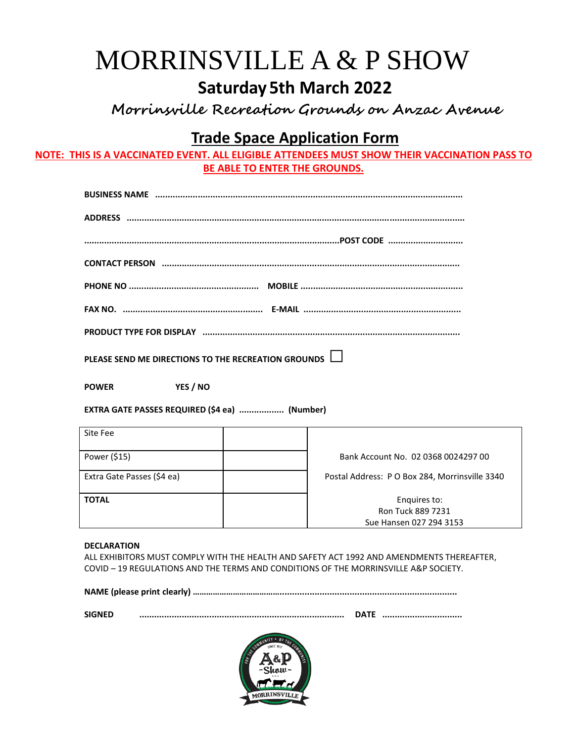# MORRINSVILLE A & P SHOW

## Saturday 5th March 2022

### *Morrinsville Recreation Grounds on Anzac Avenue*

## Trade Space Application Form

**NOTE: THIS IS A VACCINATED EVENT. ALL ELIGIBLE ATTENDEES MUST SHOW THEIR VACCINATION PASS TO BE ABLE TO ENTER THE GROUNDS.**

**BUSINESS NAME** ......................................................................................................................

**ADDRESS** ..................................................................................................................................

.....................................................................................................**POST CODE** ..............................

**CONTACT PERSON** ...................................................................................................................

**PHONE NO** ................................................... **MOBILE** ...............................................................

**FAX NO.** ....................................................... **E-MAIL** .............................................................

**PRODUCT TYPE FOR DISPLAY** ....................................................................................................

**PLEASE SEND ME DIRECTIONS TO THE RECREATION GROUNDS** ☐

**POWER** **YES / NO**

**EXTRA GATE PASSES REQUIRED ($4 ea)** .................. **(Number)**

| Site Fee | | |
|---|---|---|
| Power ($15) | | Bank Account No. 02 0368 0024297 00 |
| Extra Gate Passes ($4 ea) | | Postal Address: P O Box 284, Morrinsville 3340 |
| **TOTAL** | | Enquires to:<br>Ron Tuck 889 7231<br>Sue Hansen 027 294 3153 |

**DECLARATION**

ALL EXHIBITORS MUST COMPLY WITH THE HEALTH AND SAFETY ACT 1992 AND AMENDMENTS THEREAFTER, COVID – 19 REGULATIONS AND THE TERMS AND CONDITIONS OF THE MORRINSVILLE A&P SOCIETY.

**NAME (please print clearly)** .......................................................................................................

**SIGNED** ................................................................................ **DATE** ...............................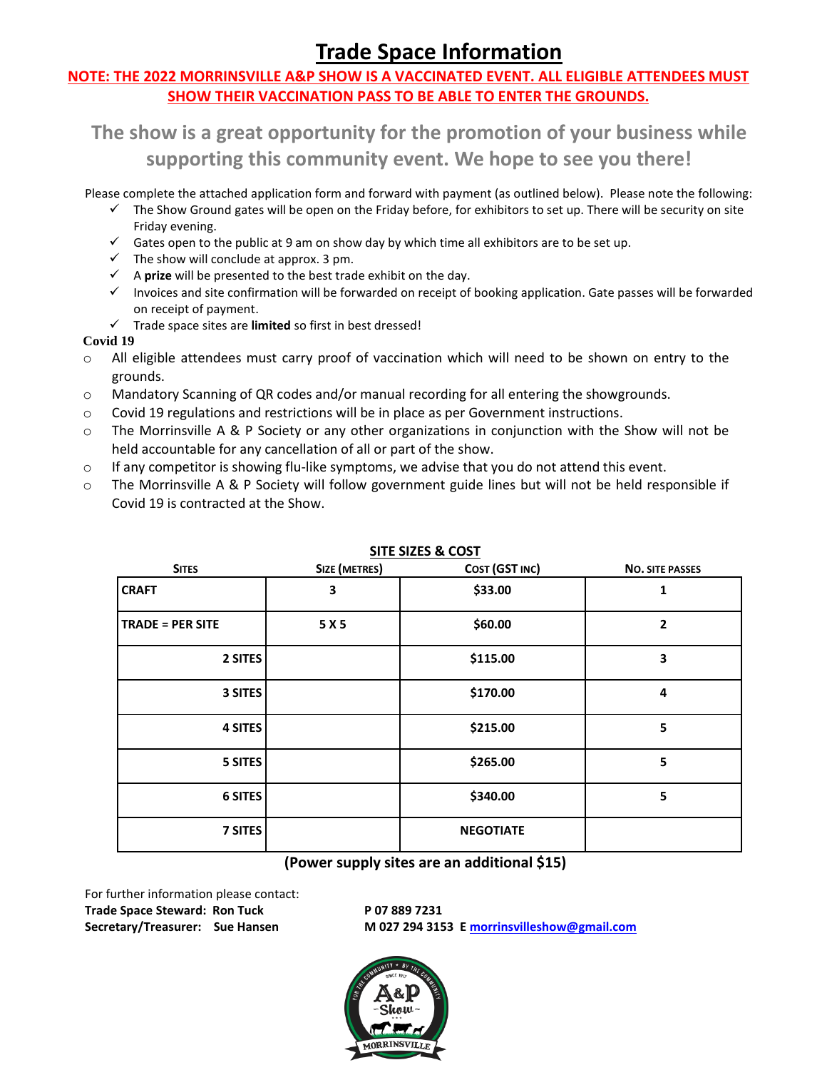# Trade Space Information

**NOTE: THE 2022 MORRINSVILLE A&P SHOW IS A VACCINATED EVENT. ALL ELIGIBLE ATTENDEES MUST SHOW THEIR VACCINATION PASS TO BE ABLE TO ENTER THE GROUNDS.**

## The show is a great opportunity for the promotion of your business while supporting this community event. We hope to see you there!

Please complete the attached application form and forward with payment (as outlined below). Please note the following:

- ✓ The Show Ground gates will be open on the Friday before, for exhibitors to set up. There will be security on site Friday evening.
- ✓ Gates open to the public at 9 am on show day by which time all exhibitors are to be set up.
- ✓ The show will conclude at approx. 3 pm.
- ✓ A **prize** will be presented to the best trade exhibit on the day.
- ✓ Invoices and site confirmation will be forwarded on receipt of booking application. Gate passes will be forwarded on receipt of payment.
- ✓ Trade space sites are **limited** so first in best dressed!

**Covid 19**

- All eligible attendees must carry proof of vaccination which will need to be shown on entry to the grounds.
- Mandatory Scanning of QR codes and/or manual recording for all entering the showgrounds.
- Covid 19 regulations and restrictions will be in place as per Government instructions.
- The Morrinsville A & P Society or any other organizations in conjunction with the Show will not be held accountable for any cancellation of all or part of the show.
- If any competitor is showing flu-like symptoms, we advise that you do not attend this event.
- The Morrinsville A & P Society will follow government guide lines but will not be held responsible if Covid 19 is contracted at the Show.

**SITE SIZES & COST**

| SITES | SIZE (METRES) | COST (GST INC) | NO. SITE PASSES |
|---|---|---|---|
| CRAFT | 3 | $33.00 | 1 |
| TRADE = PER SITE | 5 X 5 | $60.00 | 2 |
| 2 SITES | | $115.00 | 3 |
| 3 SITES | | $170.00 | 4 |
| 4 SITES | | $215.00 | 5 |
| 5 SITES | | $265.00 | 5 |
| 6 SITES | | $340.00 | 5 |
| 7 SITES | | NEGOTIATE | |

**(Power supply sites are an additional $15)**

For further information please contact:

**Trade Space Steward: Ron Tuck** **P 07 889 7231**

**Secretary/Treasurer: Sue Hansen** **M 027 294 3153 E morrinsvilleshow@gmail.com**